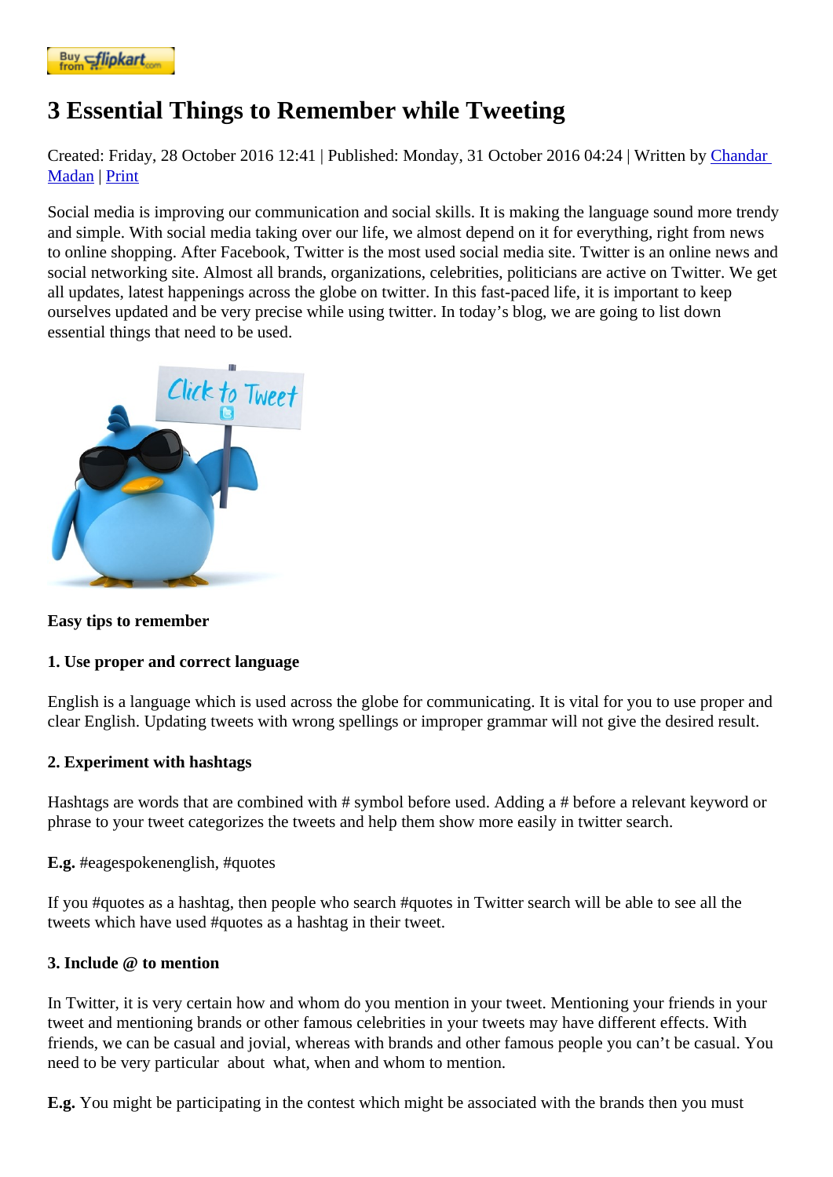Buy from flipkart.com

# 3 Essential Things to Remember while Tweeting

Created: Friday, 28 October 2016 12:41 | Published: Monday, 31 October 2016 04:24 | Written by Chandar Madan | Print

Social media is improving our communication and social skills. It is making the language sound more trendy and simple. With social media taking over our life, we almost depend on it for everything, right from news to online shopping. After Facebook, Twitter is the most used social media site. Twitter is an online news and social networking site. Almost all brands, organizations, celebrities, politicians are active on Twitter. We get all updates, latest happenings across the globe on twitter. In this fast-paced life, it is important to keep ourselves updated and be very precise while using twitter. In today's blog, we are going to list down essential things that need to be used.

**Easy tips to remember**

**1. Use proper and correct language**

English is a language which is used across the globe for communicating. It is vital for you to use proper and clear English. Updating tweets with wrong spellings or improper grammar will not give the desired result.

**2. Experiment with hashtags**

Hashtags are words that are combined with # symbol before used. Adding a # before a relevant keyword or phrase to your tweet categorizes the tweets and help them show more easily in twitter search.

**E.g.** #eagespokenenglish, #quotes

If you #quotes as a hashtag, then people who search #quotes in Twitter search will be able to see all the tweets which have used #quotes as a hashtag in their tweet.

**3. Include @ to mention**

In Twitter, it is very certain how and whom do you mention in your tweet. Mentioning your friends in your tweet and mentioning brands or other famous celebrities in your tweets may have different effects. With friends, we can be casual and jovial, whereas with brands and other famous people you can't be casual. You need to be very particular about what, when and whom to mention.

**E.g.** You might be participating in the contest which might be associated with the brands then you must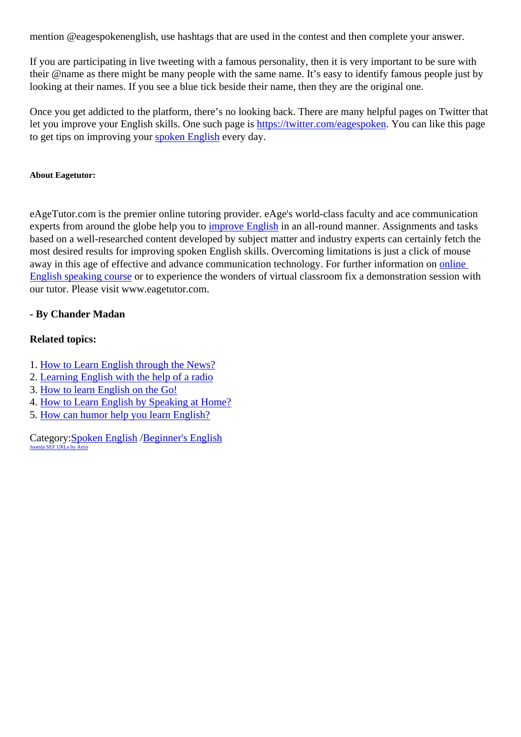mention @eagespokenenglish, use hashtags that are used in the contest and then complete your answer.

If you are participating in live tweeting with a famous personality, then it is very important to be sure with their @name as there might be many people with the same name. It's easy to identify famous people just by looking at their names. If you see a blue tick beside their name, then they are the original one.

Once you get addicted to the platform, there's no looking back. There are many helpful pages on Twitter that let you improve your English skills. One such page is https://twitter.com/eagespoken. You can like this page to get tips on improving your spoken English every day.

**About Eagetutor:**

eAgeTutor.com is the premier online tutoring provider. eAge's world-class faculty and ace communication experts from around the globe help you to improve English in an all-round manner. Assignments and tasks based on a well-researched content developed by subject matter and industry experts can certainly fetch the most desired results for improving spoken English skills. Overcoming limitations is just a click of mouse away in this age of effective and advance communication technology. For further information on online English speaking course or to experience the wonders of virtual classroom fix a demonstration session with our tutor. Please visit www.eagetutor.com.

**- By Chander Madan**

**Related topics:**

1. How to Learn English through the News?
2. Learning English with the help of a radio
3. How to learn English on the Go!
4. How to Learn English by Speaking at Home?
5. How can humor help you learn English?

Category:Spoken English /Beginner's English

Joomla SEF URLs by Artio